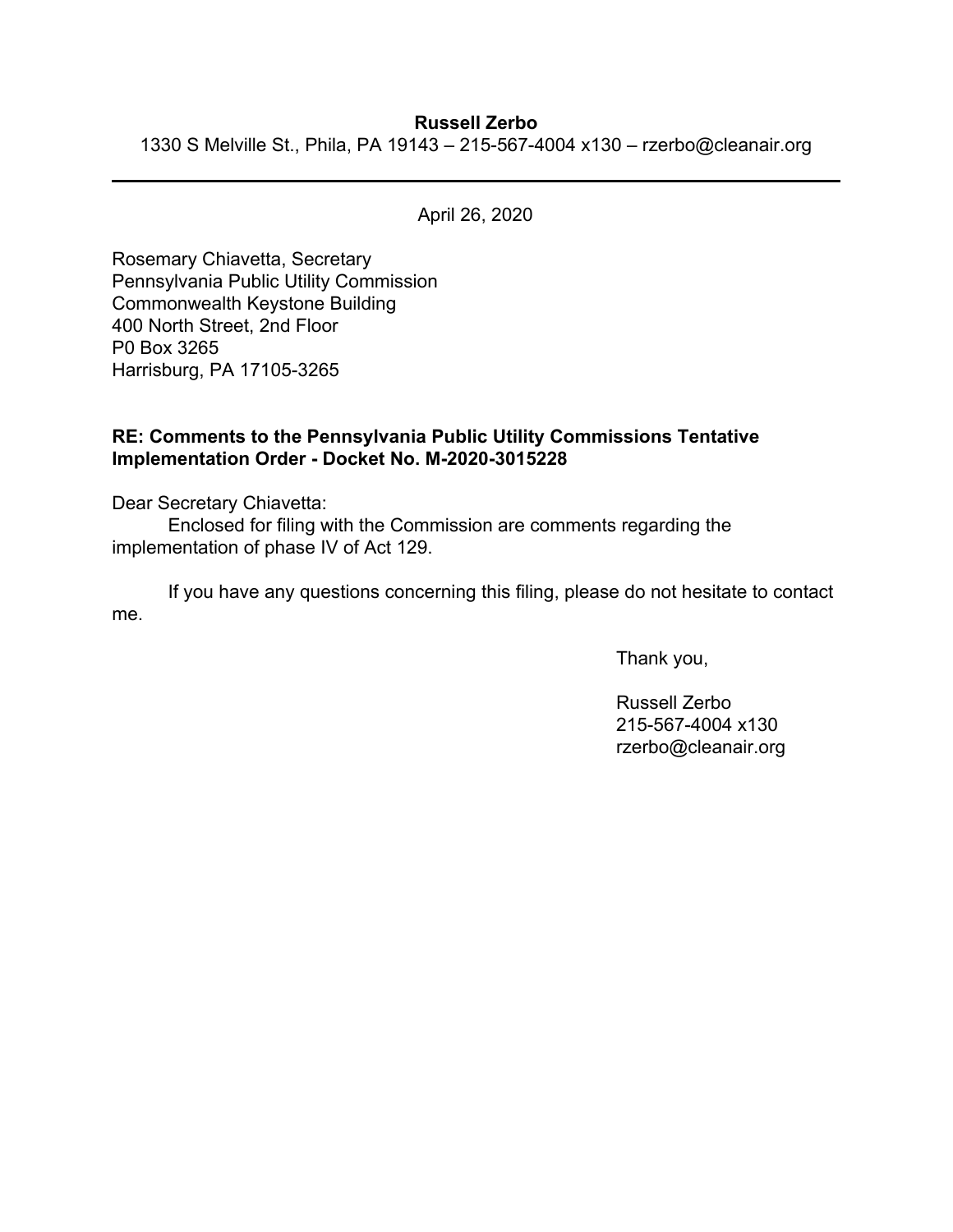**Russell Zerbo**

1330 S Melville St., Phila, PA 19143 – 215-567-4004 x130 – rzerbo@cleanair.org

---

April 26, 2020

Rosemary Chiavetta, Secretary
Pennsylvania Public Utility Commission
Commonwealth Keystone Building
400 North Street, 2nd Floor
P0 Box 3265
Harrisburg, PA 17105-3265

**RE: Comments to the Pennsylvania Public Utility Commissions Tentative Implementation Order - Docket No. M-2020-3015228**

Dear Secretary Chiavetta:

Enclosed for filing with the Commission are comments regarding the implementation of phase IV of Act 129.

If you have any questions concerning this filing, please do not hesitate to contact me.

Thank you,

Russell Zerbo
215-567-4004 x130
rzerbo@cleanair.org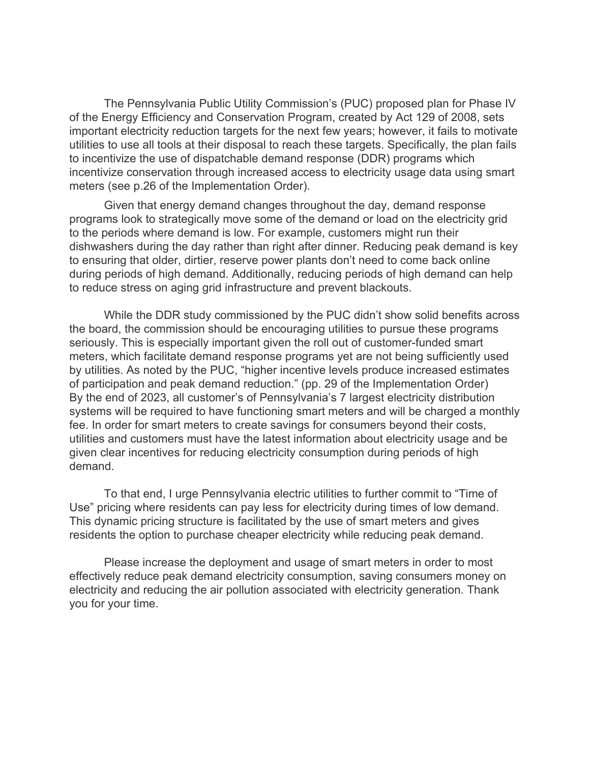The Pennsylvania Public Utility Commission's (PUC) proposed plan for Phase IV of the Energy Efficiency and Conservation Program, created by Act 129 of 2008, sets important electricity reduction targets for the next few years; however, it fails to motivate utilities to use all tools at their disposal to reach these targets. Specifically, the plan fails to incentivize the use of dispatchable demand response (DDR) programs which incentivize conservation through increased access to electricity usage data using smart meters (see p.26 of the Implementation Order).

Given that energy demand changes throughout the day, demand response programs look to strategically move some of the demand or load on the electricity grid to the periods where demand is low. For example, customers might run their dishwashers during the day rather than right after dinner. Reducing peak demand is key to ensuring that older, dirtier, reserve power plants don't need to come back online during periods of high demand. Additionally, reducing periods of high demand can help to reduce stress on aging grid infrastructure and prevent blackouts.

While the DDR study commissioned by the PUC didn't show solid benefits across the board, the commission should be encouraging utilities to pursue these programs seriously. This is especially important given the roll out of customer-funded smart meters, which facilitate demand response programs yet are not being sufficiently used by utilities. As noted by the PUC, "higher incentive levels produce increased estimates of participation and peak demand reduction." (pp. 29 of the Implementation Order) By the end of 2023, all customer's of Pennsylvania's 7 largest electricity distribution systems will be required to have functioning smart meters and will be charged a monthly fee. In order for smart meters to create savings for consumers beyond their costs, utilities and customers must have the latest information about electricity usage and be given clear incentives for reducing electricity consumption during periods of high demand.

To that end, I urge Pennsylvania electric utilities to further commit to "Time of Use" pricing where residents can pay less for electricity during times of low demand. This dynamic pricing structure is facilitated by the use of smart meters and gives residents the option to purchase cheaper electricity while reducing peak demand.

Please increase the deployment and usage of smart meters in order to most effectively reduce peak demand electricity consumption, saving consumers money on electricity and reducing the air pollution associated with electricity generation. Thank you for your time.